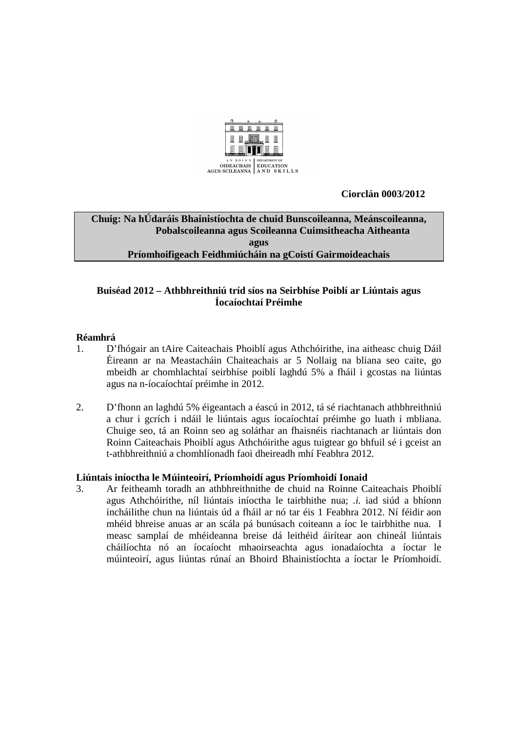AN ROINN OIDEACHAIS AGUS SCILEANNA | DEPARTMENT OF EDUCATION AND SKILLS

**Ciorclán 0003/2012**

**Chuig: Na hÚdaráis Bhainistíochta de chuid Bunscoileanna, Meánscoileanna, Pobalscoileanna agus Scoileanna Cuimsitheacha Aitheanta**
**agus**
**Príomhoifigeach Feidhmiúcháin na gCoistí Gairmoideachais**

**Buiséad 2012 – Athbhreithniú tríd síos na Seirbhíse Poiblí ar Liúntais agus Íocaíochtaí Préimhe**

**Réamhrá**

1. D'fhógair an tAire Caiteachais Phoiblí agus Athchóirithe, ina aitheasc chuig Dáil Éireann ar na Meastacháin Chaiteachais ar 5 Nollaig na bliana seo caite, go mbeidh ar chomhlachtaí seirbhíse poiblí laghdú 5% a fháil i gcostas na liúntas agus na n-íocaíochtaí préimhe in 2012.

2. D'fhonn an laghdú 5% éigeantach a éascú in 2012, tá sé riachtanach athbhreithniú a chur i gcrích i ndáil le liúntais agus íocaíochtaí préimhe go luath i mbliana. Chuige seo, tá an Roinn seo ag soláthar an fhaisnéis riachtanach ar liúntais don Roinn Caiteachais Phoiblí agus Athchóirithe agus tuigtear go bhfuil sé i gceist an t-athbhreithniú a chomhlíonadh faoi dheireadh mhí Feabhra 2012.

**Liúntais iníoctha le Múinteoirí, Príomhoidí agus Príomhoidí Ionaid**

3. Ar feitheamh toradh an athbhreithnithe de chuid na Roinne Caiteachais Phoiblí agus Athchóirithe, níl liúntais iníoctha le tairbhithe nua; *.i.* iad siúd a bhíonn incháilithe chun na liúntais úd a fháil ar nó tar éis 1 Feabhra 2012. Ní féidir aon mhéid bhreise anuas ar an scála pá bunúsach coiteann a íoc le tairbhithe nua. I measc samplaí de mhéideanna breise dá leithéid áirítear aon chineál liúntais cháilíochta nó an íocaíocht mhaoirseachta agus ionadaíochta a íoctar le múinteoirí, agus liúntas rúnaí an Bhoird Bhainistíochta a íoctar le Príomhoidí.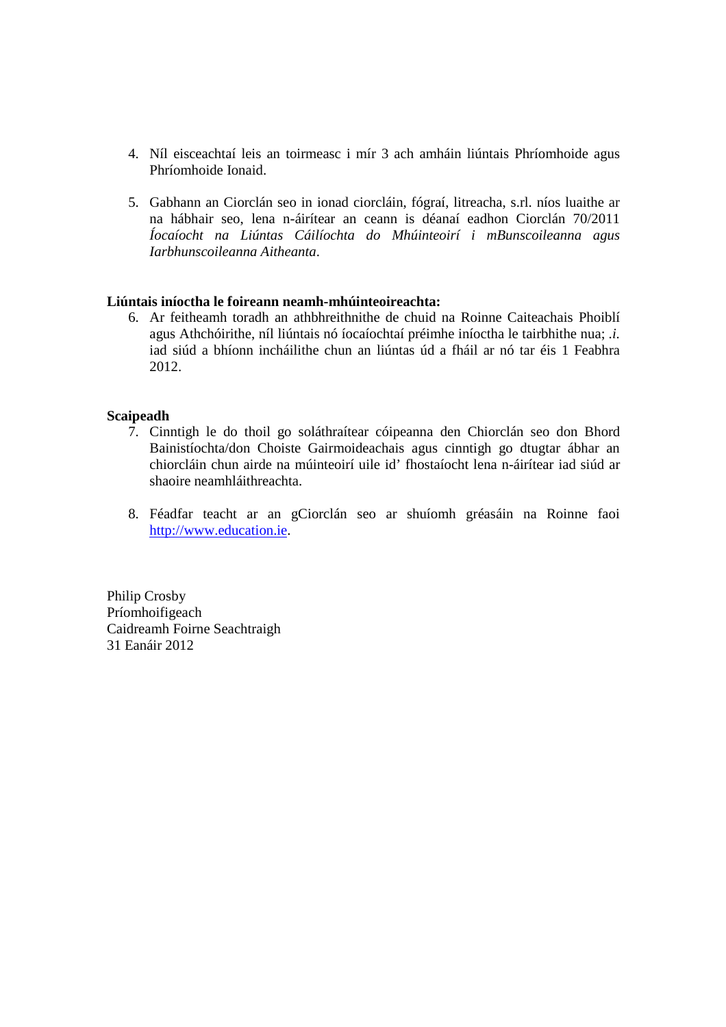4. Níl eisceachtaí leis an toirmeasc i mír 3 ach amháin liúntais Phríomhoide agus Phríomhoide Ionaid.

5. Gabhann an Ciorclán seo in ionad ciorcláin, fógraí, litreacha, s.rl. níos luaithe ar na hábhair seo, lena n-áirítear an ceann is déanaí eadhon Ciorclán 70/2011 *Íocaíocht na Liúntas Cáilíochta do Mhúinteoirí i mBunscoileanna agus Iarbhunscoileanna Aitheanta*.

**Liúntais iníoctha le foireann neamh-mhúinteoireachta:**

6. Ar feitheamh toradh an athbhreithnithe de chuid na Roinne Caiteachais Phoiblí agus Athchóirithe, níl liúntais nó íocaíochtaí préimhe iníoctha le tairbhithe nua; *.i.* iad siúd a bhíonn incháilithe chun an liúntas úd a fháil ar nó tar éis 1 Feabhra 2012.

**Scaipeadh**

7. Cinntigh le do thoil go soláthraítear cóipeanna den Chiorclán seo don Bhord Bainistíochta/don Choiste Gairmoideachais agus cinntigh go dtugtar ábhar an chiorcláin chun airde na múinteoirí uile id' fhostaíocht lena n-áirítear iad siúd ar shaoire neamhláithreachta.

8. Féadfar teacht ar an gCiorclán seo ar shuíomh gréasáin na Roinne faoi http://www.education.ie.

Philip Crosby
Príomhoifigeach
Caidreamh Foirne Seachtraigh
31 Eanáir 2012